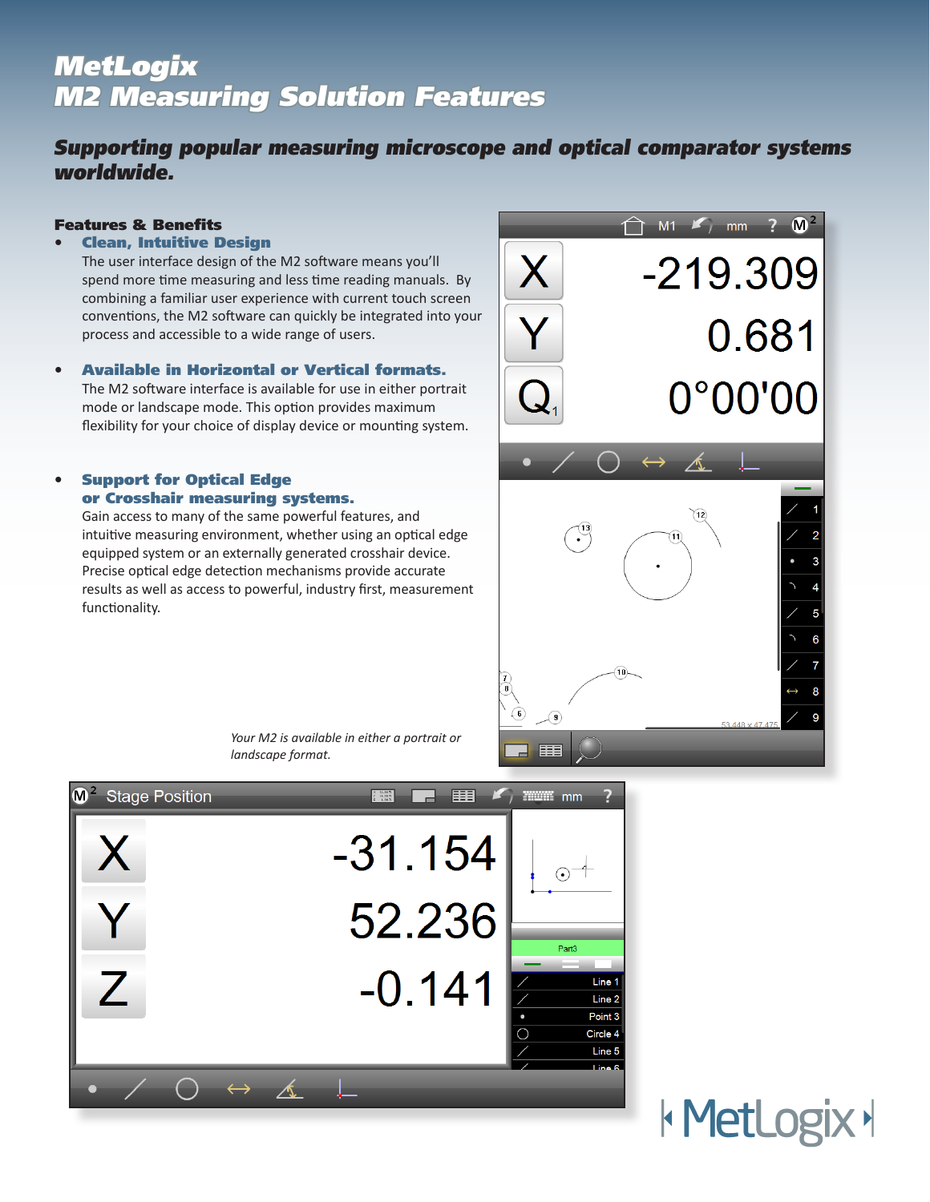# MetLogix
# M2 Measuring Solution Features

## Supporting popular measuring microscope and optical comparator systems worldwide.

### Features & Benefits

- **Clean, Intuitive Design**
  The user interface design of the M2 software means you'll spend more time measuring and less time reading manuals. By combining a familiar user experience with current touch screen conventions, the M2 software can quickly be integrated into your process and accessible to a wide range of users.

- **Available in Horizontal or Vertical formats.**
  The M2 software interface is available for use in either portrait mode or landscape mode. This option provides maximum flexibility for your choice of display device or mounting system.

- **Support for Optical Edge or Crosshair measuring systems.**
  Gain access to many of the same powerful features, and intuitive measuring environment, whether using an optical edge equipped system or an externally generated crosshair device. Precise optical edge detection mechanisms provide accurate results as well as access to powerful, industry first, measurement functionality.

*Your M2 is available in either a portrait or landscape format.*

MetLogix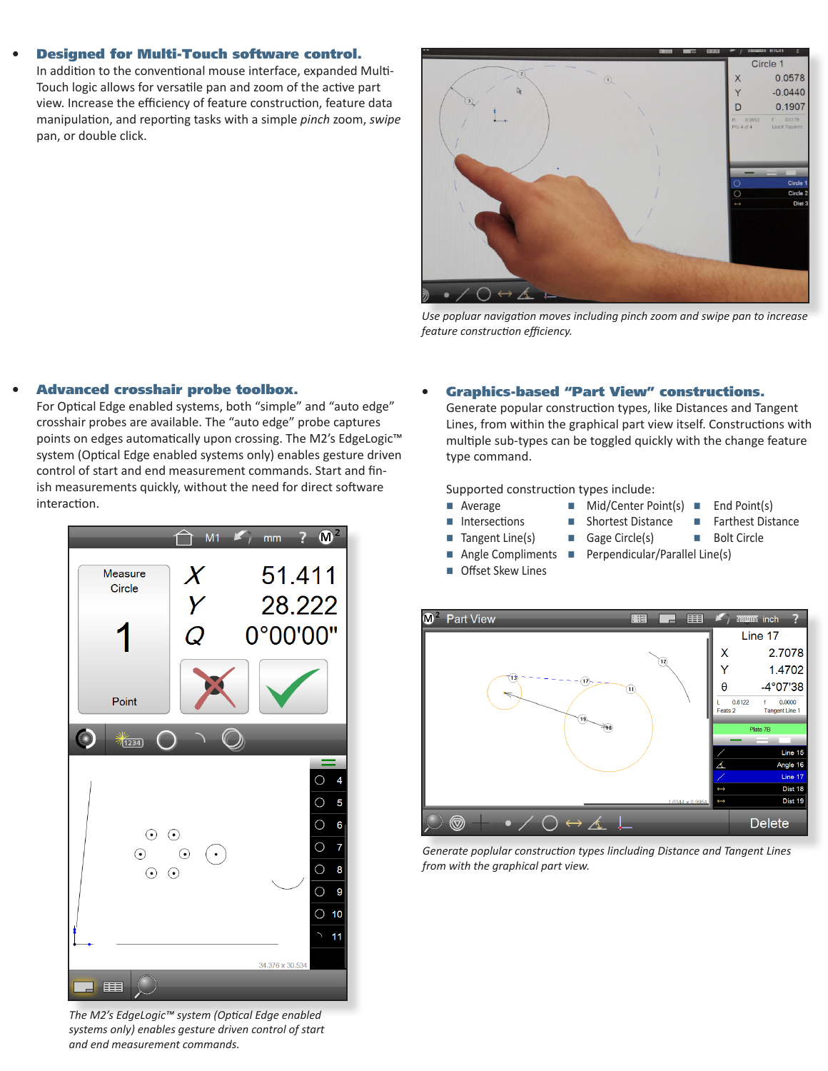- **Designed for Multi-Touch software control.**
  In addition to the conventional mouse interface, expanded Multi-Touch logic allows for versatile pan and zoom of the active part view. Increase the efficiency of feature construction, feature data manipulation, and reporting tasks with a simple *pinch* zoom, *swipe* pan, or double click.

*Use popluar navigation moves including pinch zoom and swipe pan to increase feature construction efficiency.*

- **Advanced crosshair probe toolbox.**
  For Optical Edge enabled systems, both "simple" and "auto edge" crosshair probes are available. The "auto edge" probe captures points on edges automatically upon crossing. The M2's EdgeLogic™ system (Optical Edge enabled systems only) enables gesture driven control of start and end measurement commands. Start and finish measurements quickly, without the need for direct software interaction.

*The M2's EdgeLogic™ system (Optical Edge enabled systems only) enables gesture driven control of start and end measurement commands.*

- **Graphics-based "Part View" constructions.**
  Generate popular construction types, like Distances and Tangent Lines, from within the graphical part view itself. Constructions with multiple sub-types can be toggled quickly with the change feature type command.

  Supported construction types include:

  - Average
  - Intersections
  - Tangent Line(s)
  - Angle Compliments
  - Offset Skew Lines
  - Mid/Center Point(s)
  - Shortest Distance
  - Gage Circle(s)
  - Perpendicular/Parallel Line(s)
  - End Point(s)
  - Farthest Distance
  - Bolt Circle

*Generate poplular construction types lincluding Distance and Tangent Lines from with the graphical part view.*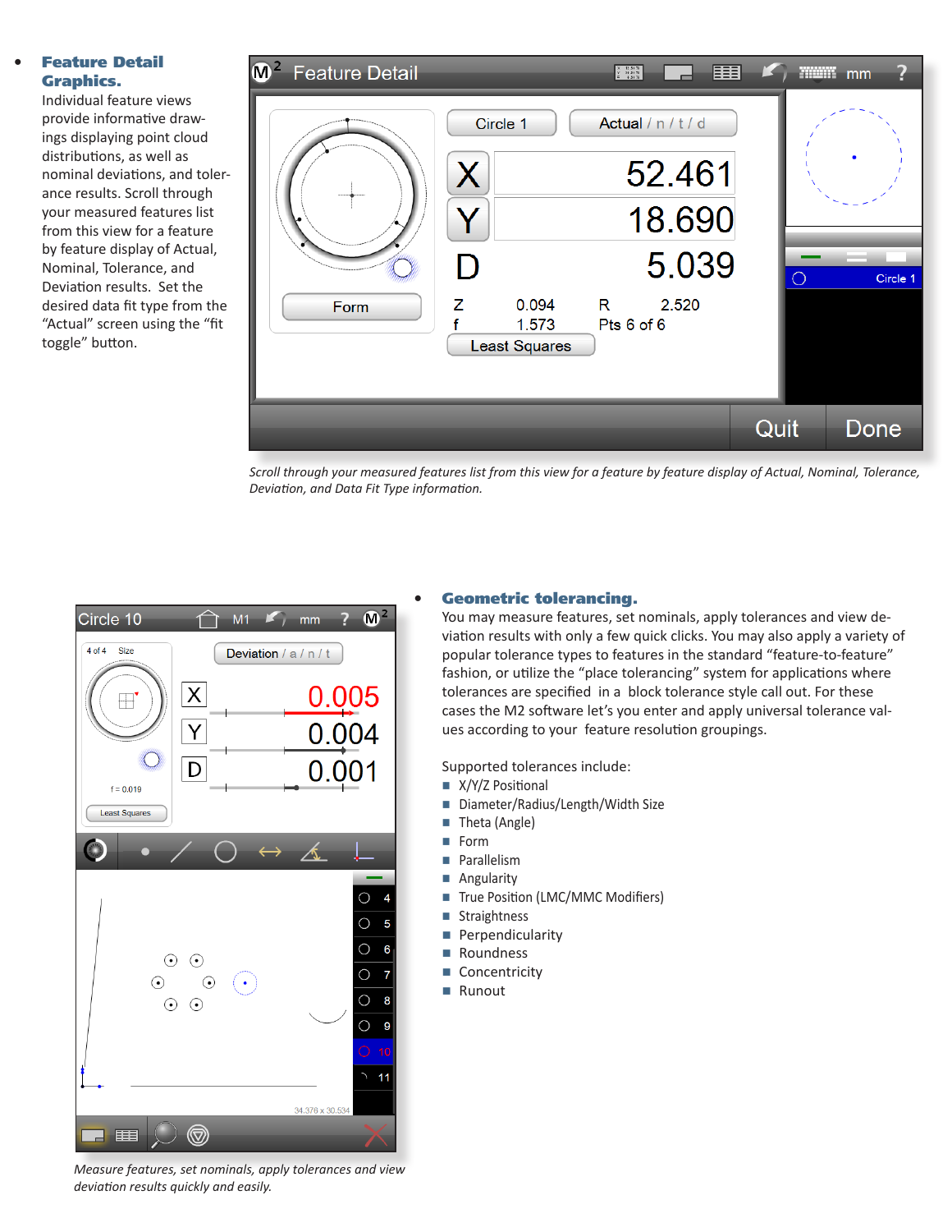- **Feature Detail Graphics.** Individual feature views provide informative drawings displaying point cloud distributions, as well as nominal deviations, and tolerance results. Scroll through your measured features list from this view for a feature by feature display of Actual, Nominal, Tolerance, and Deviation results. Set the desired data fit type from the "Actual" screen using the "fit toggle" button.

*Scroll through your measured features list from this view for a feature by feature display of Actual, Nominal, Tolerance, Deviation, and Data Fit Type information.*

- **Geometric tolerancing.** You may measure features, set nominals, apply tolerances and view deviation results with only a few quick clicks. You may also apply a variety of popular tolerance types to features in the standard "feature-to-feature" fashion, or utilize the "place tolerancing" system for applications where tolerances are specified in a block tolerance style call out. For these cases the M2 software let's you enter and apply universal tolerance values according to your feature resolution groupings.

  Supported tolerances include:
  - X/Y/Z Positional
  - Diameter/Radius/Length/Width Size
  - Theta (Angle)
  - Form
  - Parallelism
  - Angularity
  - True Position (LMC/MMC Modifiers)
  - Straightness
  - Perpendicularity
  - Roundness
  - Concentricity
  - Runout

*Measure features, set nominals, apply tolerances and view deviation results quickly and easily.*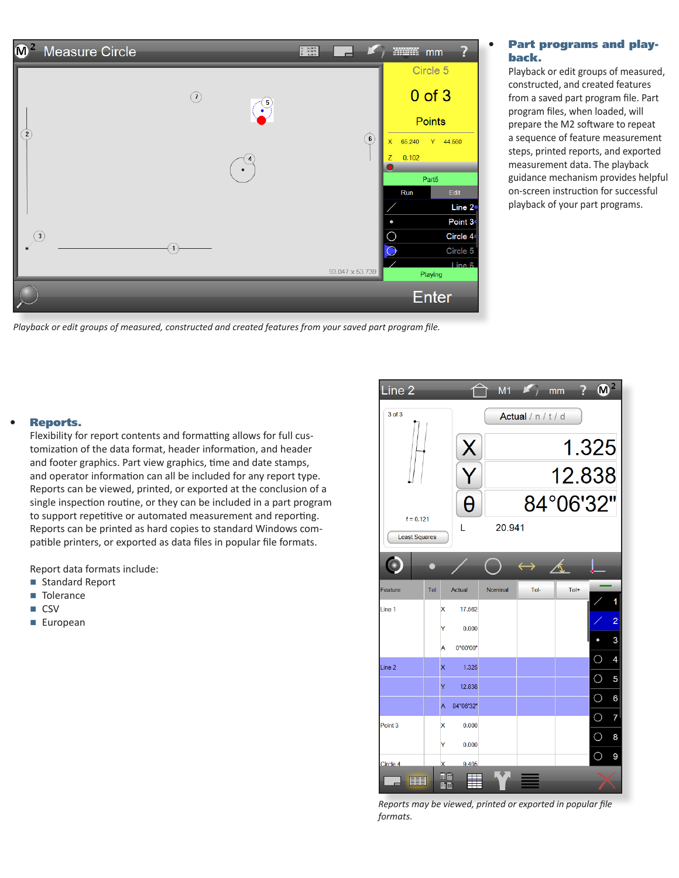Playback or edit groups of measured, constructed and created features from your saved part program file.

- **Part programs and playback.**
  Playback or edit groups of measured, constructed, and created features from a saved part program file. Part program files, when loaded, will prepare the M2 software to repeat a sequence of feature measurement steps, printed reports, and exported measurement data. The playback guidance mechanism provides helpful on-screen instruction for successful playback of your part programs.

- **Reports.**
  Flexibility for report contents and formatting allows for full customization of the data format, header information, and header and footer graphics. Part view graphics, time and date stamps, and operator information can all be included for any report type. Reports can be viewed, printed, or exported at the conclusion of a single inspection routine, or they can be included in a part program to support repetitive or automated measurement and reporting. Reports can be printed as hard copies to standard Windows compatible printers, or exported as data files in popular file formats.

  Report data formats include:
  - Standard Report
  - Tolerance
  - CSV
  - European

Reports may be viewed, printed or exported in popular file formats.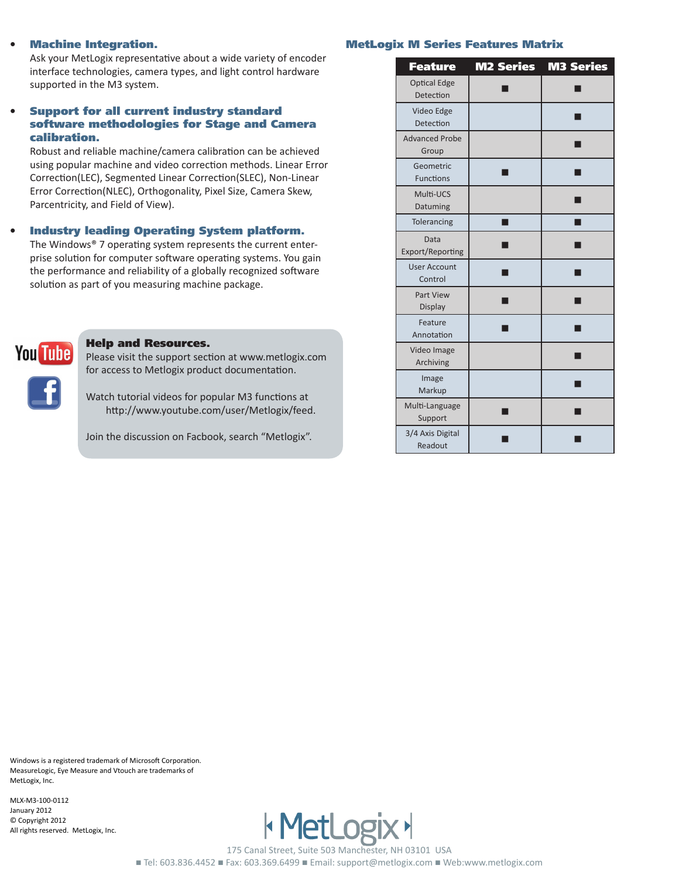- **Machine Integration.**
  Ask your MetLogix representative about a wide variety of encoder interface technologies, camera types, and light control hardware supported in the M3 system.

- **Support for all current industry standard software methodologies for Stage and Camera calibration.**
  Robust and reliable machine/camera calibration can be achieved using popular machine and video correction methods. Linear Error Correction(LEC), Segmented Linear Correction(SLEC), Non-Linear Error Correction(NLEC), Orthogonality, Pixel Size, Camera Skew, Parcentricity, and Field of View).

- **Industry leading Operating System platform.**
  The Windows® 7 operating system represents the current enterprise solution for computer software operating systems. You gain the performance and reliability of a globally recognized software solution as part of you measuring machine package.

### Help and Resources.

Please visit the support section at www.metlogix.com for access to Metlogix product documentation.

Watch tutorial videos for popular M3 functions at http://www.youtube.com/user/Metlogix/feed.

Join the discussion on Facbook, search "Metlogix".

## MetLogix M Series Features Matrix

| Feature | M2 Series | M3 Series |
|---|---|---|
| Optical Edge Detection | ■ | ■ |
| Video Edge Detection | | ■ |
| Advanced Probe Group | | ■ |
| Geometric Functions | ■ | ■ |
| Multi-UCS Datuming | | ■ |
| Tolerancing | ■ | ■ |
| Data Export/Reporting | ■ | ■ |
| User Account Control | ■ | ■ |
| Part View Display | ■ | ■ |
| Feature Annotation | ■ | ■ |
| Video Image Archiving | | ■ |
| Image Markup | | ■ |
| Multi-Language Support | ■ | ■ |
| 3/4 Axis Digital Readout | ■ | ■ |

Windows is a registered trademark of Microsoft Corporation. MeasureLogic, Eye Measure and Vtouch are trademarks of MetLogix, Inc.

MLX-M3-100-0112
January 2012
© Copyright 2012
All rights reserved. MetLogix, Inc.

MetLogix

175 Canal Street, Suite 503 Manchester, NH 03101 USA
■ Tel: 603.836.4452 ■ Fax: 603.369.6499 ■ Email: support@metlogix.com ■ Web:www.metlogix.com